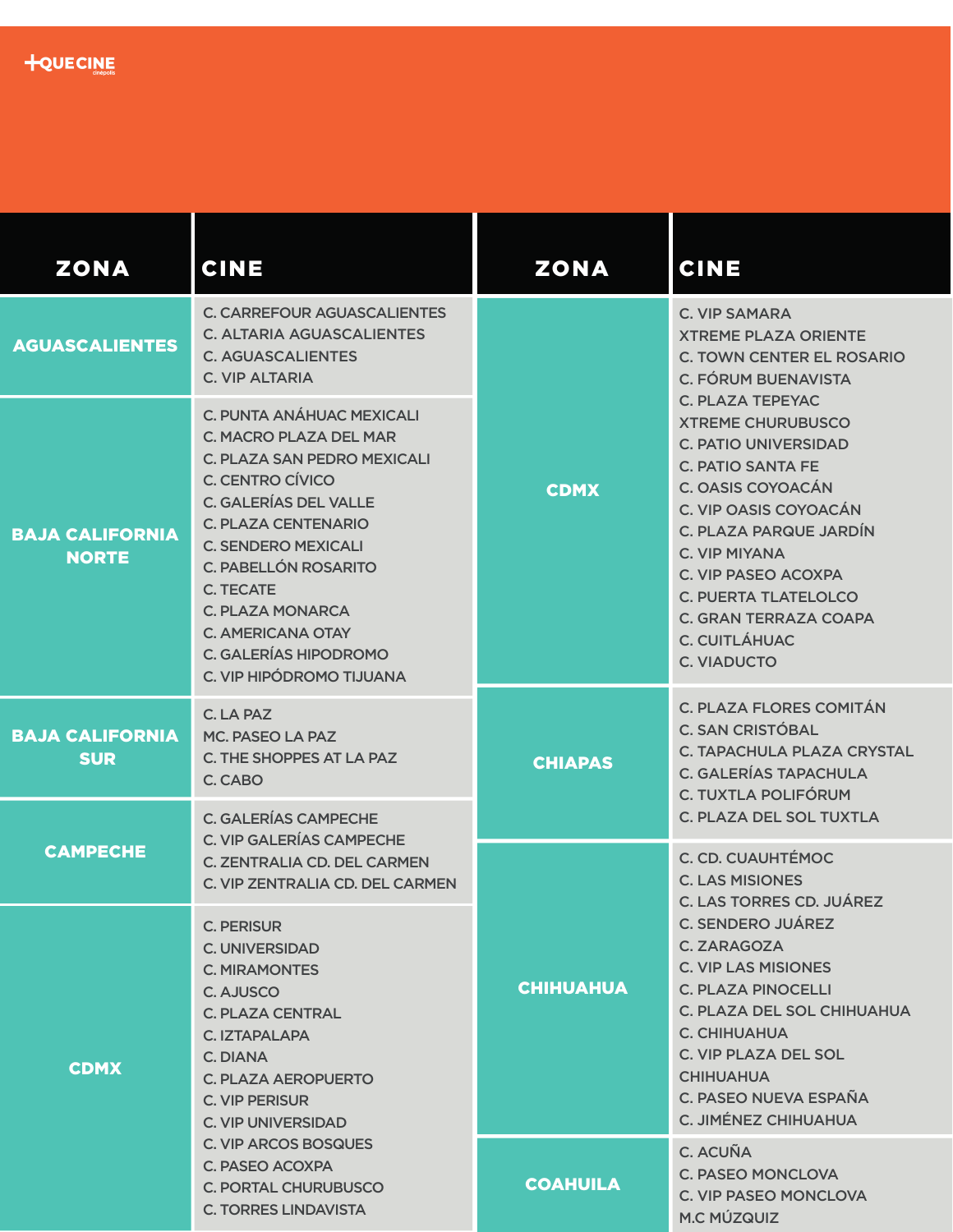+QUECINE cinépolis

| ZONA | CINE |
| --- | --- |
| AGUASCALIENTES | C. CARREFOUR AGUASCALIENTES<br>C. ALTARIA AGUASCALIENTES<br>C. AGUASCALIENTES<br>C. VIP ALTARIA |
| BAJA CALIFORNIA NORTE | C. PUNTA ANÁHUAC MEXICALI<br>C. MACRO PLAZA DEL MAR<br>C. PLAZA SAN PEDRO MEXICALI<br>C. CENTRO CÍVICO<br>C. GALERÍAS DEL VALLE<br>C. PLAZA CENTENARIO<br>C. SENDERO MEXICALI<br>C. PABELLÓN ROSARITO<br>C. TECATE<br>C. PLAZA MONARCA<br>C. AMERICANA OTAY<br>C. GALERÍAS HIPODROMO<br>C. VIP HIPÓDROMO TIJUANA |
| BAJA CALIFORNIA SUR | C. LA PAZ<br>MC. PASEO LA PAZ<br>C. THE SHOPPES AT LA PAZ<br>C. CABO |
| CAMPECHE | C. GALERÍAS CAMPECHE<br>C. VIP GALERÍAS CAMPECHE<br>C. ZENTRALIA CD. DEL CARMEN<br>C. VIP ZENTRALIA CD. DEL CARMEN |
| CDMX | C. PERISUR<br>C. UNIVERSIDAD<br>C. MIRAMONTES<br>C. AJUSCO<br>C. PLAZA CENTRAL<br>C. IZTAPALAPA<br>C. DIANA<br>C. PLAZA AEROPUERTO<br>C. VIP PERISUR<br>C. VIP UNIVERSIDAD<br>C. VIP ARCOS BOSQUES<br>C. PASEO ACOXPA<br>C. PORTAL CHURUBUSCO<br>C. TORRES LINDAVISTA |
| CDMX | C. VIP SAMARA<br>XTREME PLAZA ORIENTE<br>C. TOWN CENTER EL ROSARIO<br>C. FÓRUM BUENAVISTA<br>C. PLAZA TEPEYAC<br>XTREME CHURUBUSCO<br>C. PATIO UNIVERSIDAD<br>C. PATIO SANTA FE<br>C. OASIS COYOACÁN<br>C. VIP OASIS COYOACÁN<br>C. PLAZA PARQUE JARDÍN<br>C. VIP MIYANA<br>C. VIP PASEO ACOXPA<br>C. PUERTA TLATELOLCO<br>C. GRAN TERRAZA COAPA<br>C. CUITLÁHUAC<br>C. VIADUCTO |
| CHIAPAS | C. PLAZA FLORES COMITÁN<br>C. SAN CRISTÓBAL<br>C. TAPACHULA PLAZA CRYSTAL<br>C. GALERÍAS TAPACHULA<br>C. TUXTLA POLIFÓRUM<br>C. PLAZA DEL SOL TUXTLA |
| CHIHUAHUA | C. CD. CUAUHTÉMOC<br>C. LAS MISIONES<br>C. LAS TORRES CD. JUÁREZ<br>C. SENDERO JUÁREZ<br>C. ZARAGOZA<br>C. VIP LAS MISIONES<br>C. PLAZA PINOCELLI<br>C. PLAZA DEL SOL CHIHUAHUA<br>C. CHIHUAHUA<br>C. VIP PLAZA DEL SOL CHIHUAHUA<br>C. PASEO NUEVA ESPAÑA<br>C. JIMÉNEZ CHIHUAHUA |
| COAHUILA | C. ACUÑA<br>C. PASEO MONCLOVA<br>C. VIP PASEO MONCLOVA<br>M.C MÚZQUIZ |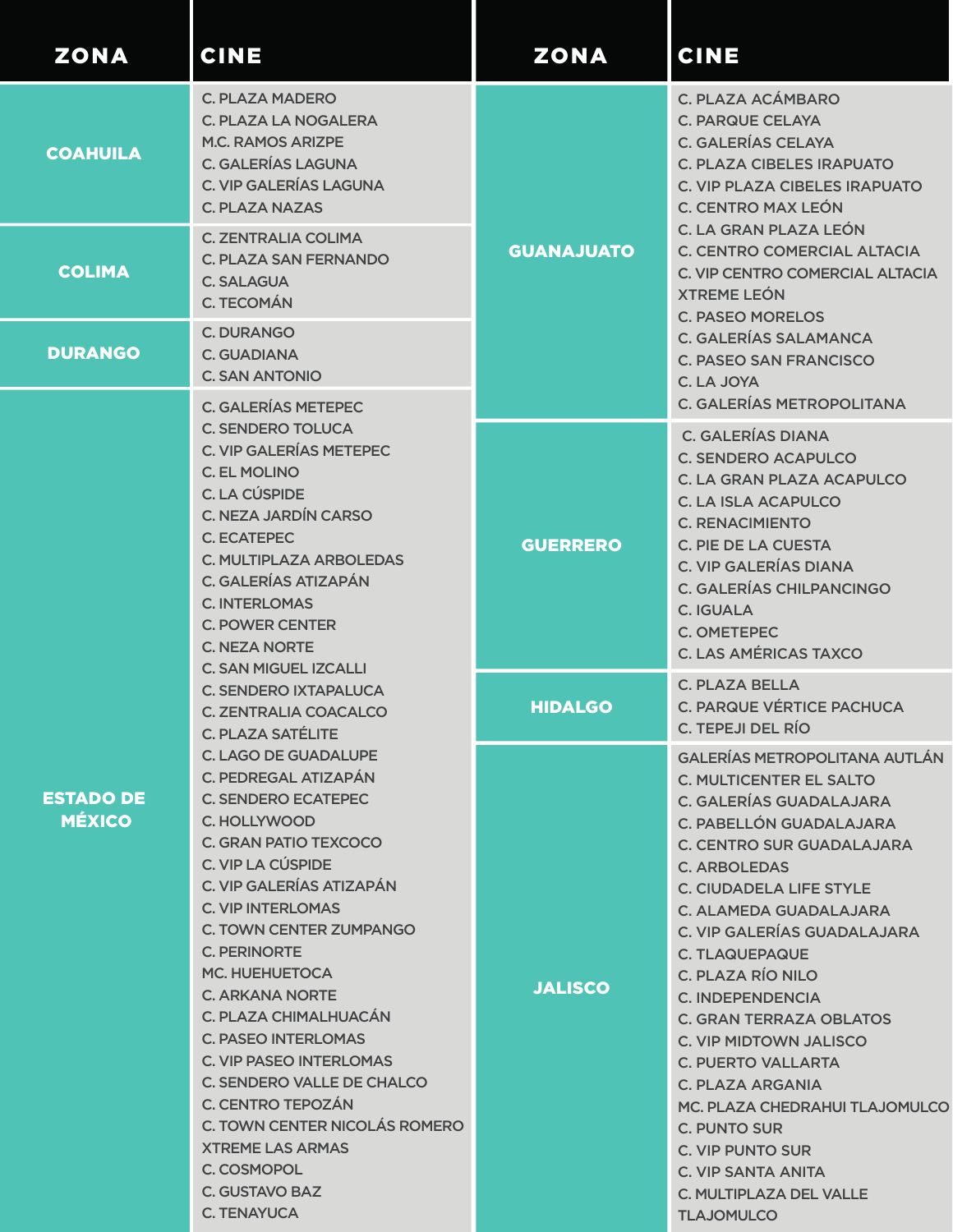| ZONA | CINE |
| --- | --- |
| COAHUILA | C. PLAZA MADERO<br>C. PLAZA LA NOGALERA<br>M.C. RAMOS ARIZPE<br>C. GALERÍAS LAGUNA<br>C. VIP GALERÍAS LAGUNA<br>C. PLAZA NAZAS |
| COLIMA | C. ZENTRALIA COLIMA<br>C. PLAZA SAN FERNANDO<br>C. SALAGUA<br>C. TECOMÁN |
| DURANGO | C. DURANGO<br>C. GUADIANA<br>C. SAN ANTONIO |
| ESTADO DE MÉXICO | C. GALERÍAS METEPEC<br>C. SENDERO TOLUCA<br>C. VIP GALERÍAS METEPEC<br>C. EL MOLINO<br>C. LA CÚSPIDE<br>C. NEZA JARDÍN CARSO<br>C. ECATEPEC<br>C. MULTIPLAZA ARBOLEDAS<br>C. GALERÍAS ATIZAPÁN<br>C. INTERLOMAS<br>C. POWER CENTER<br>C. NEZA NORTE<br>C. SAN MIGUEL IZCALLI<br>C. SENDERO IXTAPALUCA<br>C. ZENTRALIA COACALCO<br>C. PLAZA SATÉLITE<br>C. LAGO DE GUADALUPE<br>C. PEDREGAL ATIZAPÁN<br>C. SENDERO ECATEPEC<br>C. HOLLYWOOD<br>C. GRAN PATIO TEXCOCO<br>C. VIP LA CÚSPIDE<br>C. VIP GALERÍAS ATIZAPÁN<br>C. VIP INTERLOMAS<br>C. TOWN CENTER ZUMPANGO<br>C. PERINORTE<br>MC. HUEHUETOCA<br>C. ARKANA NORTE<br>C. PLAZA CHIMALHUACÁN<br>C. PASEO INTERLOMAS<br>C. VIP PASEO INTERLOMAS<br>C. SENDERO VALLE DE CHALCO<br>C. CENTRO TEPOZÁN<br>C. TOWN CENTER NICOLÁS ROMERO<br>XTREME LAS ARMAS<br>C. COSMOPOL<br>C. GUSTAVO BAZ<br>C. TENAYUCA |
| GUANAJUATO | C. PLAZA ACÁMBARO<br>C. PARQUE CELAYA<br>C. GALERÍAS CELAYA<br>C. PLAZA CIBELES IRAPUATO<br>C. VIP PLAZA CIBELES IRAPUATO<br>C. CENTRO MAX LEÓN<br>C. LA GRAN PLAZA LEÓN<br>C. CENTRO COMERCIAL ALTACIA<br>C. VIP CENTRO COMERCIAL ALTACIA<br>XTREME LEÓN<br>C. PASEO MORELOS<br>C. GALERÍAS SALAMANCA<br>C. PASEO SAN FRANCISCO<br>C. LA JOYA<br>C. GALERÍAS METROPOLITANA |
| GUERRERO | C. GALERÍAS DIANA<br>C. SENDERO ACAPULCO<br>C. LA GRAN PLAZA ACAPULCO<br>C. LA ISLA ACAPULCO<br>C. RENACIMIENTO<br>C. PIE DE LA CUESTA<br>C. VIP GALERÍAS DIANA<br>C. GALERÍAS CHILPANCINGO<br>C. IGUALA<br>C. OMETEPEC<br>C. LAS AMÉRICAS TAXCO |
| HIDALGO | C. PLAZA BELLA<br>C. PARQUE VÉRTICE PACHUCA<br>C. TEPEJI DEL RÍO |
| JALISCO | GALERÍAS METROPOLITANA AUTLÁN<br>C. MULTICENTER EL SALTO<br>C. GALERÍAS GUADALAJARA<br>C. PABELLÓN GUADALAJARA<br>C. CENTRO SUR GUADALAJARA<br>C. ARBOLEDAS<br>C. CIUDADELA LIFE STYLE<br>C. ALAMEDA GUADALAJARA<br>C. VIP GALERÍAS GUADALAJARA<br>C. TLAQUEPAQUE<br>C. PLAZA RÍO NILO<br>C. INDEPENDENCIA<br>C. GRAN TERRAZA OBLATOS<br>C. VIP MIDTOWN JALISCO<br>C. PUERTO VALLARTA<br>C. PLAZA ARGANIA<br>MC. PLAZA CHEDRAHUI TLAJOMULCO<br>C. PUNTO SUR<br>C. VIP PUNTO SUR<br>C. VIP SANTA ANITA<br>C. MULTIPLAZA DEL VALLE TLAJOMULCO |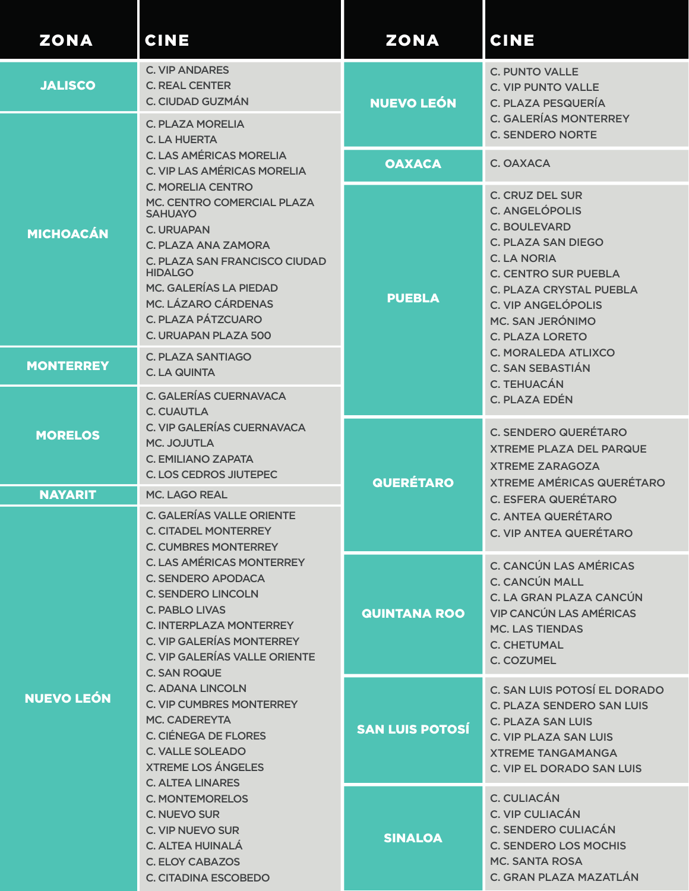| ZONA | CINE |
|---|---|
| JALISCO | C. VIP ANDARES<br>C. REAL CENTER<br>C. CIUDAD GUZMÁN |
| MICHOACÁN | C. PLAZA MORELIA<br>C. LA HUERTA<br>C. LAS AMÉRICAS MORELIA<br>C. VIP LAS AMÉRICAS MORELIA<br>C. MORELIA CENTRO<br>MC. CENTRO COMERCIAL PLAZA SAHUAYO<br>C. URUAPAN<br>C. PLAZA ANA ZAMORA<br>C. PLAZA SAN FRANCISCO CIUDAD HIDALGO<br>MC. GALERÍAS LA PIEDAD<br>MC. LÁZARO CÁRDENAS<br>C. PLAZA PÁTZCUARO<br>C. URUAPAN PLAZA 500 |
| MONTERREY | C. PLAZA SANTIAGO<br>C. LA QUINTA |
| MORELOS | C. GALERÍAS CUERNAVACA<br>C. CUAUTLA<br>C. VIP GALERÍAS CUERNAVACA<br>MC. JOJUTLA<br>C. EMILIANO ZAPATA<br>C. LOS CEDROS JIUTEPEC |
| NAYARIT | MC. LAGO REAL |
| NUEVO LEÓN | C. GALERÍAS VALLE ORIENTE<br>C. CITADEL MONTERREY<br>C. CUMBRES MONTERREY<br>C. LAS AMÉRICAS MONTERREY<br>C. SENDERO APODACA<br>C. SENDERO LINCOLN<br>C. PABLO LIVAS<br>C. INTERPLAZA MONTERREY<br>C. VIP GALERÍAS MONTERREY<br>C. VIP GALERÍAS VALLE ORIENTE<br>C. SAN ROQUE<br>C. ADANA LINCOLN<br>C. VIP CUMBRES MONTERREY<br>MC. CADEREYTA<br>C. CIÉNEGA DE FLORES<br>C. VALLE SOLEADO<br>XTREME LOS ÁNGELES<br>C. ALTEA LINARES<br>C. MONTEMORELOS<br>C. NUEVO SUR<br>C. VIP NUEVO SUR<br>C. ALTEA HUINALÁ<br>C. ELOY CABAZOS<br>C. CITADINA ESCOBEDO |
| NUEVO LEÓN | C. PUNTO VALLE<br>C. VIP PUNTO VALLE<br>C. PLAZA PESQUERÍA<br>C. GALERÍAS MONTERREY<br>C. SENDERO NORTE |
| OAXACA | C. OAXACA |
| PUEBLA | C. CRUZ DEL SUR<br>C. ANGELÓPOLIS<br>C. BOULEVARD<br>C. PLAZA SAN DIEGO<br>C. LA NORIA<br>C. CENTRO SUR PUEBLA<br>C. PLAZA CRYSTAL PUEBLA<br>C. VIP ANGELÓPOLIS<br>MC. SAN JERÓNIMO<br>C. PLAZA LORETO<br>C. MORALEDA ATLIXCO<br>C. SAN SEBASTIÁN<br>C. TEHUACÁN<br>C. PLAZA EDÉN |
| QUERÉTARO | C. SENDERO QUERÉTARO<br>XTREME PLAZA DEL PARQUE<br>XTREME ZARAGOZA<br>XTREME AMÉRICAS QUERÉTARO<br>C. ESFERA QUERÉTARO<br>C. ANTEA QUERÉTARO<br>C. VIP ANTEA QUERÉTARO |
| QUINTANA ROO | C. CANCÚN LAS AMÉRICAS<br>C. CANCÚN MALL<br>C. LA GRAN PLAZA CANCÚN<br>VIP CANCÚN LAS AMÉRICAS<br>MC. LAS TIENDAS<br>C. CHETUMAL<br>C. COZUMEL |
| SAN LUIS POTOSÍ | C. SAN LUIS POTOSÍ EL DORADO<br>C. PLAZA SENDERO SAN LUIS<br>C. PLAZA SAN LUIS<br>C. VIP PLAZA SAN LUIS<br>XTREME TANGAMANGA<br>C. VIP EL DORADO SAN LUIS |
| SINALOA | C. CULIACÁN<br>C. VIP CULIACÁN<br>C. SENDERO CULIACÁN<br>C. SENDERO LOS MOCHIS<br>MC. SANTA ROSA<br>C. GRAN PLAZA MAZATLÁN |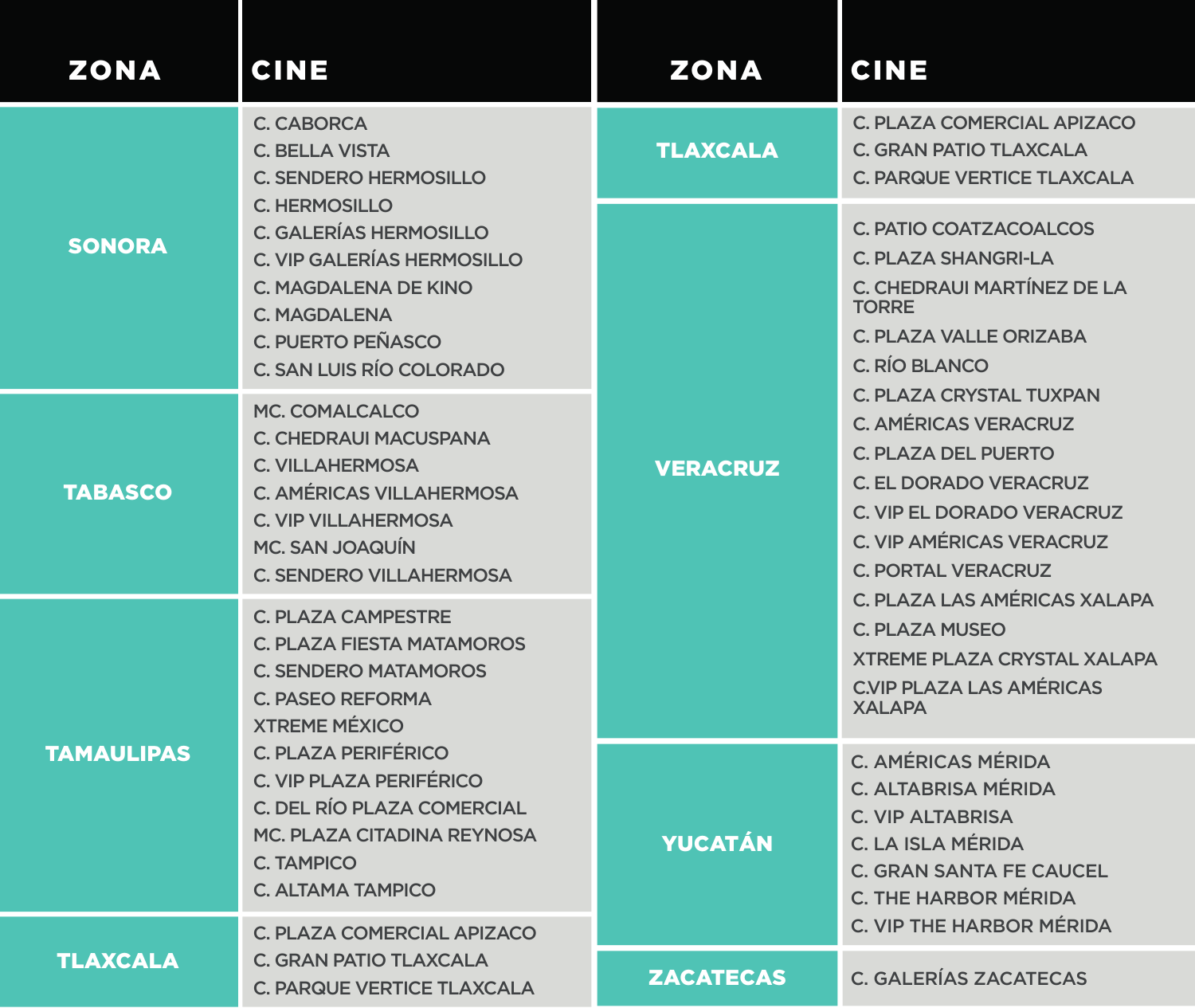| ZONA | CINE |
|---|---|
| SONORA | C. CABORCA<br>C. BELLA VISTA<br>C. SENDERO HERMOSILLO<br>C. HERMOSILLO<br>C. GALERÍAS HERMOSILLO<br>C. VIP GALERÍAS HERMOSILLO<br>C. MAGDALENA DE KINO<br>C. MAGDALENA<br>C. PUERTO PEÑASCO<br>C. SAN LUIS RÍO COLORADO |
| TABASCO | MC. COMALCALCO<br>C. CHEDRAUI MACUSPANA<br>C. VILLAHERMOSA<br>C. AMÉRICAS VILLAHERMOSA<br>C. VIP VILLAHERMOSA<br>MC. SAN JOAQUÍN<br>C. SENDERO VILLAHERMOSA |
| TAMAULIPAS | C. PLAZA CAMPESTRE<br>C. PLAZA FIESTA MATAMOROS<br>C. SENDERO MATAMOROS<br>C. PASEO REFORMA<br>XTREME MÉXICO<br>C. PLAZA PERIFÉRICO<br>C. VIP PLAZA PERIFÉRICO<br>C. DEL RÍO PLAZA COMERCIAL<br>MC. PLAZA CITADINA REYNOSA<br>C. TAMPICO<br>C. ALTAMA TAMPICO |
| TLAXCALA | C. PLAZA COMERCIAL APIZACO<br>C. GRAN PATIO TLAXCALA<br>C. PARQUE VERTICE TLAXCALA |

| ZONA | CINE |
|---|---|
| TLAXCALA | C. PLAZA COMERCIAL APIZACO<br>C. GRAN PATIO TLAXCALA<br>C. PARQUE VERTICE TLAXCALA |
| VERACRUZ | C. PATIO COATZACOALCOS<br>C. PLAZA SHANGRI-LA<br>C. CHEDRAUI MARTÍNEZ DE LA TORRE<br>C. PLAZA VALLE ORIZABA<br>C. RÍO BLANCO<br>C. PLAZA CRYSTAL TUXPAN<br>C. AMÉRICAS VERACRUZ<br>C. PLAZA DEL PUERTO<br>C. EL DORADO VERACRUZ<br>C. VIP EL DORADO VERACRUZ<br>C. VIP AMÉRICAS VERACRUZ<br>C. PORTAL VERACRUZ<br>C. PLAZA LAS AMÉRICAS XALAPA<br>C. PLAZA MUSEO<br>XTREME PLAZA CRYSTAL XALAPA<br>C.VIP PLAZA LAS AMÉRICAS XALAPA |
| YUCATÁN | C. AMÉRICAS MÉRIDA<br>C. ALTABRISA MÉRIDA<br>C. VIP ALTABRISA<br>C. LA ISLA MÉRIDA<br>C. GRAN SANTA FE CAUCEL<br>C. THE HARBOR MÉRIDA<br>C. VIP THE HARBOR MÉRIDA |
| ZACATECAS | C. GALERÍAS ZACATECAS |